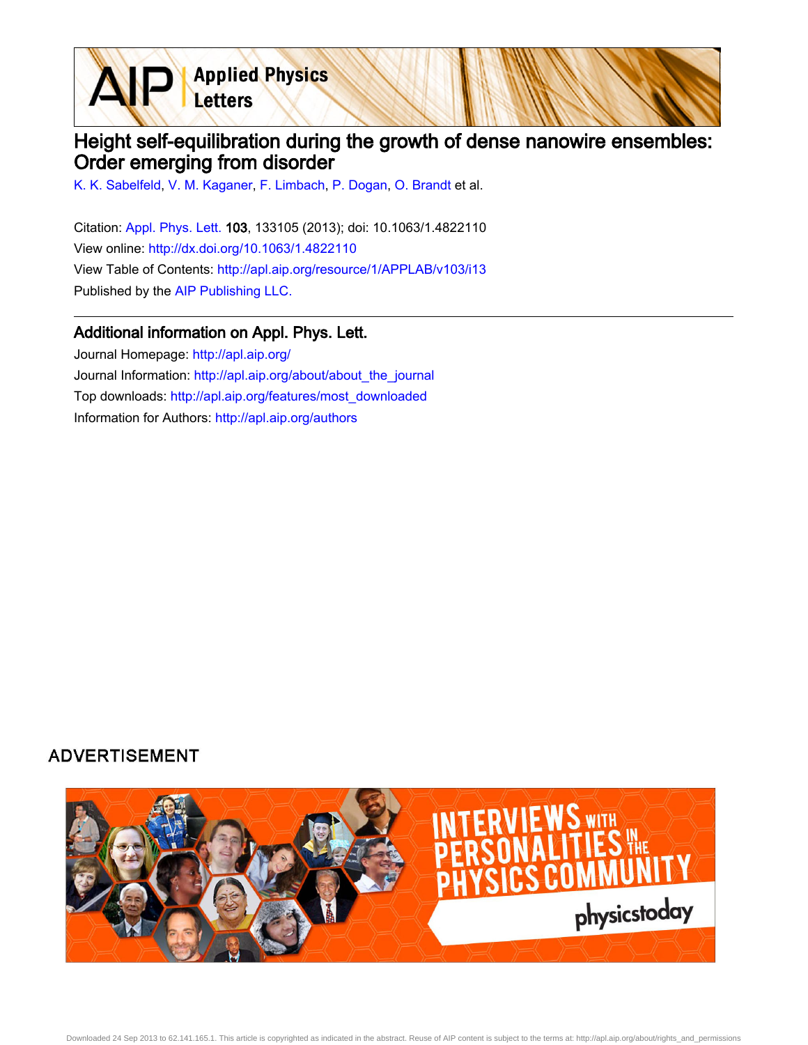# Height self-equilibration during the growth of dense nanowire ensembles: Order emerging from disorder

K. K. Sabelfeld, V. M. Kaganer, F. Limbach, P. Dogan, O. Brandt et al.

Citation: Appl. Phys. Lett. **103**, 133105 (2013); doi: 10.1063/1.4822110

View online: http://dx.doi.org/10.1063/1.4822110

View Table of Contents: http://apl.aip.org/resource/1/APPLAB/v103/i13

Published by the AIP Publishing LLC.

## Additional information on Appl. Phys. Lett.

Journal Homepage: http://apl.aip.org/

Journal Information: http://apl.aip.org/about/about_the_journal

Top downloads: http://apl.aip.org/features/most_downloaded

Information for Authors: http://apl.aip.org/authors

ADVERTISEMENT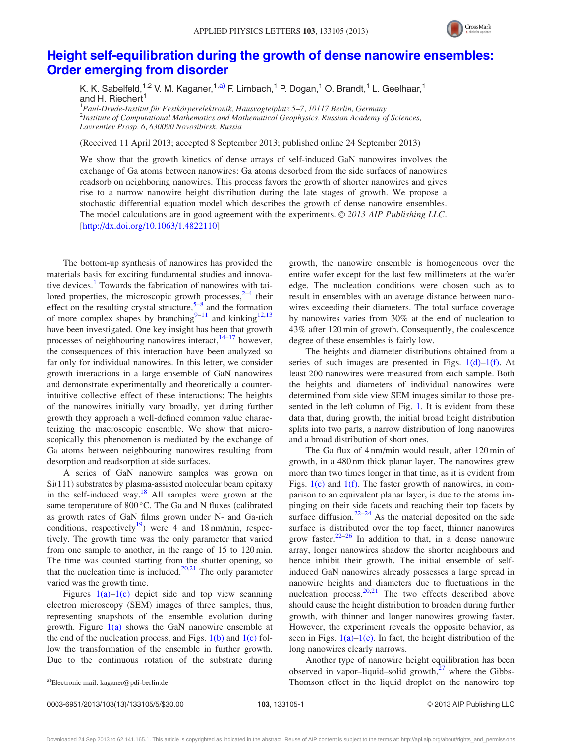# Height self-equilibration during the growth of dense nanowire ensembles: Order emerging from disorder

K. K. Sabelfeld,[1,2] V. M. Kaganer,[1,a)] F. Limbach,[1] P. Dogan,[1] O. Brandt,[1] L. Geelhaar,[1] and H. Riechert[1]

[1]*Paul-Drude-Institut für Festkörperelektronik, Hausvogteiplatz 5–7, 10117 Berlin, Germany*
[2]*Institute of Computational Mathematics and Mathematical Geophysics, Russian Academy of Sciences, Lavrentiev Prosp. 6, 630090 Novosibirsk, Russia*

(Received 11 April 2013; accepted 8 September 2013; published online 24 September 2013)

We show that the growth kinetics of dense arrays of self-induced GaN nanowires involves the exchange of Ga atoms between nanowires: Ga atoms desorbed from the side surfaces of nanowires readsorb on neighboring nanowires. This process favors the growth of shorter nanowires and gives rise to a narrow nanowire height distribution during the late stages of growth. We propose a stochastic differential equation model which describes the growth of dense nanowire ensembles. The model calculations are in good agreement with the experiments. © 2013 AIP Publishing LLC. [http://dx.doi.org/10.1063/1.4822110]

The bottom-up synthesis of nanowires has provided the materials basis for exciting fundamental studies and innovative devices.[1] Towards the fabrication of nanowires with tailored properties, the microscopic growth processes,[2–4] their effect on the resulting crystal structure,[5–8] and the formation of more complex shapes by branching[9–11] and kinking[12,13] have been investigated. One key insight has been that growth processes of neighbouring nanowires interact,[14–17] however, the consequences of this interaction have been analyzed so far only for individual nanowires. In this letter, we consider growth interactions in a large ensemble of GaN nanowires and demonstrate experimentally and theoretically a counter-intuitive collective effect of these interactions: The heights of the nanowires initially vary broadly, yet during further growth they approach a well-defined common value characterizing the macroscopic ensemble. We show that microscopically this phenomenon is mediated by the exchange of Ga atoms between neighbouring nanowires resulting from desorption and readsorption at side surfaces.

A series of GaN nanowire samples was grown on Si(111) substrates by plasma-assisted molecular beam epitaxy in the self-induced way.[18] All samples were grown at the same temperature of 800 °C. The Ga and N fluxes (calibrated as growth rates of GaN films grown under N- and Ga-rich conditions, respectively[19]) were 4 and 18 nm/min, respectively. The growth time was the only parameter that varied from one sample to another, in the range of 15 to 120 min. The time was counted starting from the shutter opening, so that the nucleation time is included.[20,21] The only parameter varied was the growth time.

Figures 1(a)–1(c) depict side and top view scanning electron microscopy (SEM) images of three samples, thus, representing snapshots of the ensemble evolution during growth. Figure 1(a) shows the GaN nanowire ensemble at the end of the nucleation process, and Figs. 1(b) and 1(c) follow the transformation of the ensemble in further growth. Due to the continuous rotation of the substrate during growth, the nanowire ensemble is homogeneous over the entire wafer except for the last few millimeters at the wafer edge. The nucleation conditions were chosen such as to result in ensembles with an average distance between nanowires exceeding their diameters. The total surface coverage by nanowires varies from 30% at the end of nucleation to 43% after 120 min of growth. Consequently, the coalescence degree of these ensembles is fairly low.

The heights and diameter distributions obtained from a series of such images are presented in Figs. 1(d)–1(f). At least 200 nanowires were measured from each sample. Both the heights and diameters of individual nanowires were determined from side view SEM images similar to those presented in the left column of Fig. 1. It is evident from these data that, during growth, the initial broad height distribution splits into two parts, a narrow distribution of long nanowires and a broad distribution of short ones.

The Ga flux of 4 nm/min would result, after 120 min of growth, in a 480 nm thick planar layer. The nanowires grew more than two times longer in that time, as it is evident from Figs. 1(c) and 1(f). The faster growth of nanowires, in comparison to an equivalent planar layer, is due to the atoms impinging on their side facets and reaching their top facets by surface diffusion.[22–24] As the material deposited on the side surface is distributed over the top facet, thinner nanowires grow faster.[22–26] In addition to that, in a dense nanowire array, longer nanowires shadow the shorter neighbours and hence inhibit their growth. The initial ensemble of self-induced GaN nanowires already possesses a large spread in nanowire heights and diameters due to fluctuations in the nucleation process.[20,21] The two effects described above should cause the height distribution to broaden during further growth, with thinner and longer nanowires growing faster. However, the experiment reveals the opposite behavior, as seen in Figs. 1(a)–1(c). In fact, the height distribution of the long nanowires clearly narrows.

Another type of nanowire height equilibration has been observed in vapor–liquid–solid growth,[27] where the Gibbs-Thomson effect in the liquid droplet on the nanowire top

a)Electronic mail: kaganer@pdi-berlin.de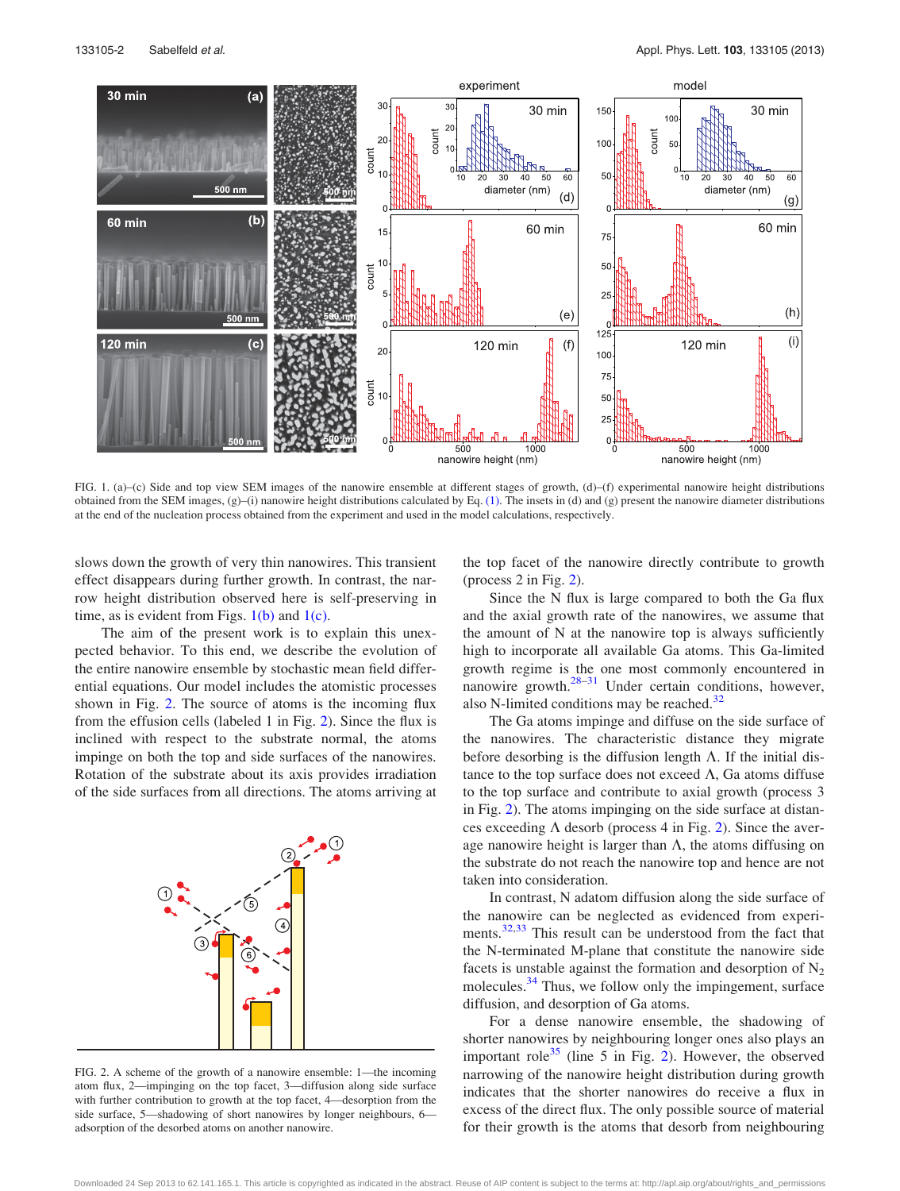FIG. 1. (a)–(c) Side and top view SEM images of the nanowire ensemble at different stages of growth, (d)–(f) experimental nanowire height distributions obtained from the SEM images, (g)–(i) nanowire height distributions calculated by Eq. (1). The insets in (d) and (g) present the nanowire diameter distributions at the end of the nucleation process obtained from the experiment and used in the model calculations, respectively.

slows down the growth of very thin nanowires. This transient effect disappears during further growth. In contrast, the narrow height distribution observed here is self-preserving in time, as is evident from Figs. 1(b) and 1(c).

The aim of the present work is to explain this unexpected behavior. To this end, we describe the evolution of the entire nanowire ensemble by stochastic mean field differential equations. Our model includes the atomistic processes shown in Fig. 2. The source of atoms is the incoming flux from the effusion cells (labeled 1 in Fig. 2). Since the flux is inclined with respect to the substrate normal, the atoms impinge on both the top and side surfaces of the nanowires. Rotation of the substrate about its axis provides irradiation of the side surfaces from all directions. The atoms arriving at the top facet of the nanowire directly contribute to growth (process 2 in Fig. 2).

FIG. 2. A scheme of the growth of a nanowire ensemble: 1—the incoming atom flux, 2—impinging on the top facet, 3—diffusion along side surface with further contribution to growth at the top facet, 4—desorption from the side surface, 5—shadowing of short nanowires by longer neighbours, 6—adsorption of the desorbed atoms on another nanowire.

Since the N flux is large compared to both the Ga flux and the axial growth rate of the nanowires, we assume that the amount of N at the nanowire top is always sufficiently high to incorporate all available Ga atoms. This Ga-limited growth regime is the one most commonly encountered in nanowire growth.[28–31] Under certain conditions, however, also N-limited conditions may be reached.[32]

The Ga atoms impinge and diffuse on the side surface of the nanowires. The characteristic distance they migrate before desorbing is the diffusion length $\Lambda$. If the initial distance to the top surface does not exceed $\Lambda$, Ga atoms diffuse to the top surface and contribute to axial growth (process 3 in Fig. 2). The atoms impinging on the side surface at distances exceeding $\Lambda$ desorb (process 4 in Fig. 2). Since the average nanowire height is larger than $\Lambda$, the atoms diffusing on the substrate do not reach the nanowire top and hence are not taken into consideration.

In contrast, N adatom diffusion along the side surface of the nanowire can be neglected as evidenced from experiments.[32,33] This result can be understood from the fact that the N-terminated M-plane that constitute the nanowire side facets is unstable against the formation and desorption of $N_2$ molecules.[34] Thus, we follow only the impingement, surface diffusion, and desorption of Ga atoms.

For a dense nanowire ensemble, the shadowing of shorter nanowires by neighbouring longer ones also plays an important role[35] (line 5 in Fig. 2). However, the observed narrowing of the nanowire height distribution during growth indicates that the shorter nanowires do receive a flux in excess of the direct flux. The only possible source of material for their growth is the atoms that desorb from neighbouring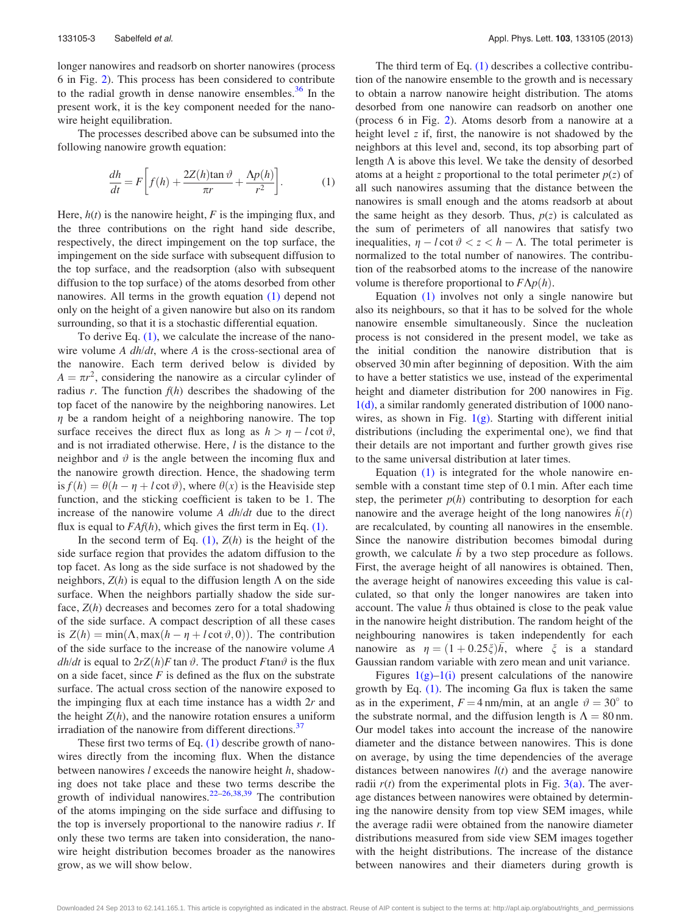longer nanowires and readsorb on shorter nanowires (process 6 in Fig. 2). This process has been considered to contribute to the radial growth in dense nanowire ensembles.[36] In the present work, it is the key component needed for the nanowire height equilibration.

The processes described above can be subsumed into the following nanowire growth equation:

$$\frac{dh}{dt} = F\left[f(h) + \frac{2Z(h)\tan\vartheta}{\pi r} + \frac{\Lambda p(h)}{r^2}\right]. \tag{1}$$

Here, $h(t)$ is the nanowire height, $F$ is the impinging flux, and the three contributions on the right hand side describe, respectively, the direct impingement on the top surface, the impingement on the side surface with subsequent diffusion to the top surface, and the readsorption (also with subsequent diffusion to the top surface) of the atoms desorbed from other nanowires. All terms in the growth equation (1) depend not only on the height of a given nanowire but also on its random surrounding, so that it is a stochastic differential equation.

To derive Eq. (1), we calculate the increase of the nanowire volume $A\,dh/dt$, where $A$ is the cross-sectional area of the nanowire. Each term derived below is divided by $A = \pi r^2$, considering the nanowire as a circular cylinder of radius $r$. The function $f(h)$ describes the shadowing of the top facet of the nanowire by the neighboring nanowires. Let $\eta$ be a random height of a neighboring nanowire. The top surface receives the direct flux as long as $h > \eta - l\cot\vartheta$, and is not irradiated otherwise. Here, $l$ is the distance to the neighbor and $\vartheta$ is the angle between the incoming flux and the nanowire growth direction. Hence, the shadowing term is $f(h) = \theta(h - \eta + l\cot\vartheta)$, where $\theta(x)$ is the Heaviside step function, and the sticking coefficient is taken to be 1. The increase of the nanowire volume $A\,dh/dt$ due to the direct flux is equal to $FAf(h)$, which gives the first term in Eq. (1).

In the second term of Eq. (1), $Z(h)$ is the height of the side surface region that provides the adatom diffusion to the top facet. As long as the side surface is not shadowed by the neighbors, $Z(h)$ is equal to the diffusion length $\Lambda$ on the side surface. When the neighbors partially shadow the side surface, $Z(h)$ decreases and becomes zero for a total shadowing of the side surface. A compact description of all these cases is $Z(h) = \min(\Lambda, \max(h - \eta + l\cot\vartheta, 0))$. The contribution of the side surface to the increase of the nanowire volume $A\,dh/dt$ is equal to $2rZ(h)F\tan\vartheta$. The product $F\tan\vartheta$ is the flux on a side facet, since $F$ is defined as the flux on the substrate surface. The actual cross section of the nanowire exposed to the impinging flux at each time instance has a width $2r$ and the height $Z(h)$, and the nanowire rotation ensures a uniform irradiation of the nanowire from different directions.[37]

These first two terms of Eq. (1) describe growth of nanowires directly from the incoming flux. When the distance between nanowires $l$ exceeds the nanowire height $h$, shadowing does not take place and these two terms describe the growth of individual nanowires.[22–26,38,39] The contribution of the atoms impinging on the side surface and diffusing to the top is inversely proportional to the nanowire radius $r$. If only these two terms are taken into consideration, the nanowire height distribution becomes broader as the nanowires grow, as we will show below.

The third term of Eq. (1) describes a collective contribution of the nanowire ensemble to the growth and is necessary to obtain a narrow nanowire height distribution. The atoms desorbed from one nanowire can readsorb on another one (process 6 in Fig. 2). Atoms desorb from a nanowire at a height level $z$ if, first, the nanowire is not shadowed by the neighbors at this level and, second, its top absorbing part of length $\Lambda$ is above this level. We take the density of desorbed atoms at a height $z$ proportional to the total perimeter $p(z)$ of all such nanowires assuming that the distance between the nanowires is small enough and the atoms readsorb at about the same height as they desorb. Thus, $p(z)$ is calculated as the sum of perimeters of all nanowires that satisfy two inequalities, $\eta - l\cot\vartheta < z < h - \Lambda$. The total perimeter is normalized to the total number of nanowires. The contribution of the reabsorbed atoms to the increase of the nanowire volume is therefore proportional to $F\Lambda p(h)$.

Equation (1) involves not only a single nanowire but also its neighbours, so that it has to be solved for the whole nanowire ensemble simultaneously. Since the nucleation process is not considered in the present model, we take as the initial condition the nanowire distribution that is observed 30 min after beginning of deposition. With the aim to have a better statistics we use, instead of the experimental height and diameter distribution for 200 nanowires in Fig. 1(d), a similar randomly generated distribution of 1000 nanowires, as shown in Fig. 1(g). Starting with different initial distributions (including the experimental one), we find that their details are not important and further growth gives rise to the same universal distribution at later times.

Equation (1) is integrated for the whole nanowire ensemble with a constant time step of 0.1 min. After each time step, the perimeter $p(h)$ contributing to desorption for each nanowire and the average height of the long nanowires $\bar{h}(t)$ are recalculated, by counting all nanowires in the ensemble. Since the nanowire distribution becomes bimodal during growth, we calculate $\bar{h}$ by a two step procedure as follows. First, the average height of all nanowires is obtained. Then, the average height of nanowires exceeding this value is calculated, so that only the longer nanowires are taken into account. The value $\bar{h}$ thus obtained is close to the peak value in the nanowire height distribution. The random height of the neighbouring nanowires is taken independently for each nanowire as $\eta = (1 + 0.25\xi)\bar{h}$, where $\xi$ is a standard Gaussian random variable with zero mean and unit variance.

Figures 1(g)–1(i) present calculations of the nanowire growth by Eq. (1). The incoming Ga flux is taken the same as in the experiment, $F = 4$ nm/min, at an angle $\vartheta = 30^\circ$ to the substrate normal, and the diffusion length is $\Lambda = 80$ nm. Our model takes into account the increase of the nanowire diameter and the distance between nanowires. This is done on average, by using the time dependencies of the average distances between nanowires $l(t)$ and the average nanowire radii $r(t)$ from the experimental plots in Fig. 3(a). The average distances between nanowires were obtained by determining the nanowire density from top view SEM images, while the average radii were obtained from the nanowire diameter distributions measured from side view SEM images together with the height distributions. The increase of the distance between nanowires and their diameters during growth is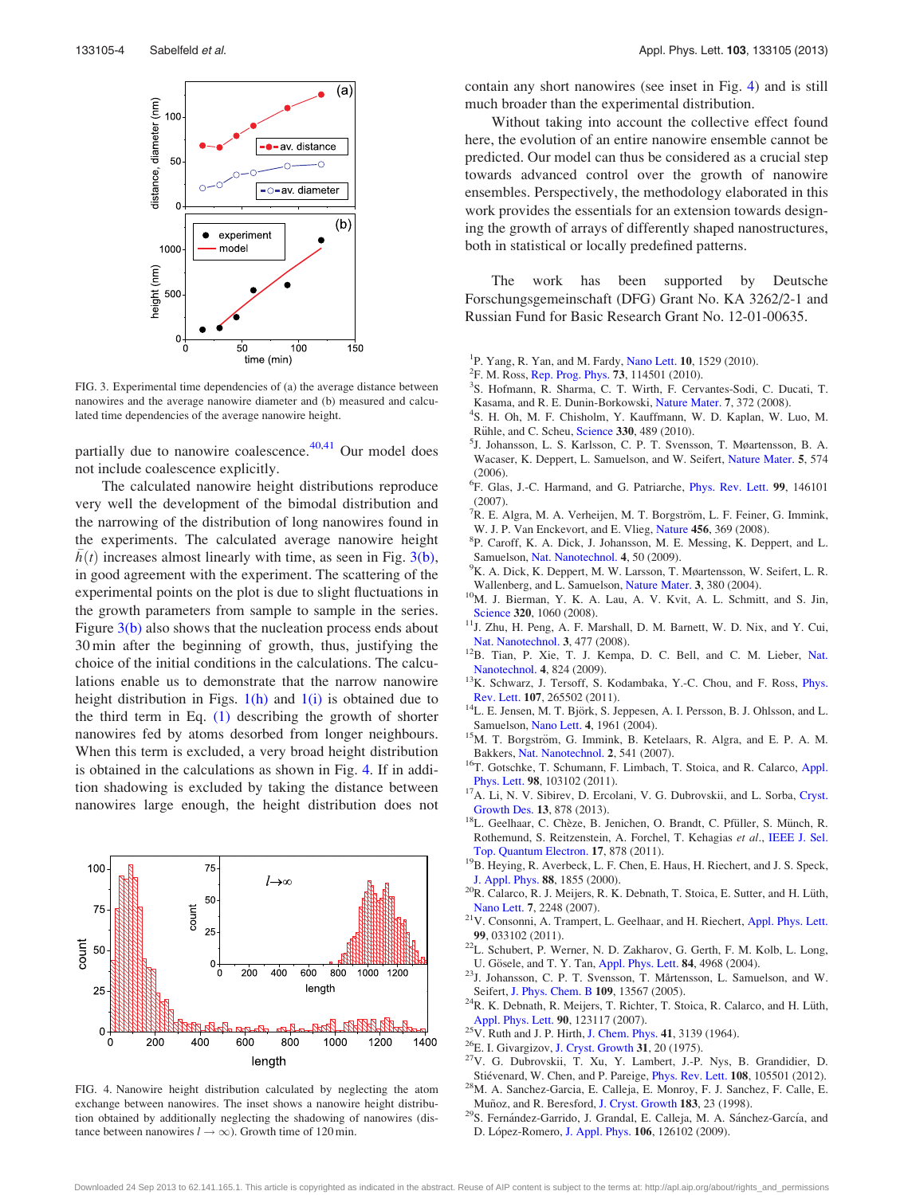FIG. 3. Experimental time dependencies of (a) the average distance between nanowires and the average nanowire diameter and (b) measured and calculated time dependencies of the average nanowire height.

partially due to nanowire coalescence.[40,41] Our model does not include coalescence explicitly.

The calculated nanowire height distributions reproduce very well the development of the bimodal distribution and the narrowing of the distribution of long nanowires found in the experiments. The calculated average nanowire height $\bar{h}(t)$ increases almost linearly with time, as seen in Fig. 3(b), in good agreement with the experiment. The scattering of the experimental points on the plot is due to slight fluctuations in the growth parameters from sample to sample in the series. Figure 3(b) also shows that the nucleation process ends about 30 min after the beginning of growth, thus, justifying the choice of the initial conditions in the calculations. The calculations enable us to demonstrate that the narrow nanowire height distribution in Figs. 1(h) and 1(i) is obtained due to the third term in Eq. (1) describing the growth of shorter nanowires fed by atoms desorbed from longer neighbours. When this term is excluded, a very broad height distribution is obtained in the calculations as shown in Fig. 4. If in addition shadowing is excluded by taking the distance between nanowires large enough, the height distribution does not contain any short nanowires (see inset in Fig. 4) and is still much broader than the experimental distribution.

FIG. 4. Nanowire height distribution calculated by neglecting the atom exchange between nanowires. The inset shows a nanowire height distribution obtained by additionally neglecting the shadowing of nanowires (distance between nanowires $l \to \infty$). Growth time of 120 min.

Without taking into account the collective effect found here, the evolution of an entire nanowire ensemble cannot be predicted. Our model can thus be considered as a crucial step towards advanced control over the growth of nanowire ensembles. Perspectively, the methodology elaborated in this work provides the essentials for an extension towards designing the growth of arrays of differently shaped nanostructures, both in statistical or locally predefined patterns.

The work has been supported by Deutsche Forschungsgemeinschaft (DFG) Grant No. KA 3262/2-1 and Russian Fund for Basic Research Grant No. 12-01-00635.

[1] P. Yang, R. Yan, and M. Fardy, Nano Lett. **10**, 1529 (2010).
[2] F. M. Ross, Rep. Prog. Phys. **73**, 114501 (2010).
[3] S. Hofmann, R. Sharma, C. T. Wirth, F. Cervantes-Sodi, C. Ducati, T. Kasama, and R. E. Dunin-Borkowski, Nature Mater. **7**, 372 (2008).
[4] S. H. Oh, M. F. Chisholm, Y. Kauffmann, W. D. Kaplan, W. Luo, M. Rühle, and C. Scheu, Science **330**, 489 (2010).
[5] J. Johansson, L. S. Karlsson, C. P. T. Svensson, T. Mårtensson, B. A. Wacaser, K. Deppert, L. Samuelson, and W. Seifert, Nature Mater. **5**, 574 (2006).
[6] F. Glas, J.-C. Harmand, and G. Patriarche, Phys. Rev. Lett. **99**, 146101 (2007).
[7] R. E. Algra, M. A. Verheijen, M. T. Borgström, L. F. Feiner, G. Immink, W. J. P. Van Enckevort, and E. Vlieg, Nature **456**, 369 (2008).
[8] P. Caroff, K. A. Dick, J. Johansson, M. E. Messing, K. Deppert, and L. Samuelson, Nat. Nanotechnol. **4**, 50 (2009).
[9] K. A. Dick, K. Deppert, M. W. Larsson, T. Mårtensson, W. Seifert, L. R. Wallenberg, and L. Samuelson, Nature Mater. **3**, 380 (2004).
[10] M. J. Bierman, Y. K. A. Lau, A. V. Kvit, A. L. Schmitt, and S. Jin, Science **320**, 1060 (2008).
[11] J. Zhu, H. Peng, A. F. Marshall, D. M. Barnett, W. D. Nix, and Y. Cui, Nat. Nanotechnol. **3**, 477 (2008).
[12] B. Tian, P. Xie, T. J. Kempa, D. C. Bell, and C. M. Lieber, Nat. Nanotechnol. **4**, 824 (2009).
[13] K. Schwarz, J. Tersoff, S. Kodambaka, Y.-C. Chou, and F. Ross, Phys. Rev. Lett. **107**, 265502 (2011).
[14] L. E. Jensen, M. T. Björk, S. Jeppesen, A. I. Persson, B. J. Ohlsson, and L. Samuelson, Nano Lett. **4**, 1961 (2004).
[15] M. T. Borgström, G. Immink, B. Ketelaars, R. Algra, and E. P. A. M. Bakkers, Nat. Nanotechnol. **2**, 541 (2007).
[16] T. Gotschke, T. Schumann, F. Limbach, T. Stoica, and R. Calarco, Appl. Phys. Lett. **98**, 103102 (2011).
[17] A. Li, N. V. Sibirev, D. Ercolani, V. G. Dubrovskii, and L. Sorba, Cryst. Growth Des. **13**, 878 (2013).
[18] L. Geelhaar, C. Chèze, B. Jenichen, O. Brandt, C. Pfüller, S. Münch, R. Rothemund, S. Reitzenstein, A. Forchel, T. Kehagias *et al.*, IEEE J. Sel. Top. Quantum Electron. **17**, 878 (2011).
[19] B. Heying, R. Averbeck, L. F. Chen, E. Haus, H. Riechert, and J. S. Speck, J. Appl. Phys. **88**, 1855 (2000).
[20] R. Calarco, R. J. Meijers, R. K. Debnath, T. Stoica, E. Sutter, and H. Lüth, Nano Lett. **7**, 2248 (2007).
[21] V. Consonni, A. Trampert, L. Geelhaar, and H. Riechert, Appl. Phys. Lett. **99**, 033102 (2011).
[22] L. Schubert, P. Werner, N. D. Zakharov, G. Gerth, F. M. Kolb, L. Long, U. Gösele, and T. Y. Tan, Appl. Phys. Lett. **84**, 4968 (2004).
[23] J. Johansson, C. P. T. Svensson, T. Mårtensson, L. Samuelson, and W. Seifert, J. Phys. Chem. B **109**, 13567 (2005).
[24] R. K. Debnath, R. Meijers, T. Richter, T. Stoica, R. Calarco, and H. Lüth, Appl. Phys. Lett. **90**, 123117 (2007).
[25] V. Ruth and J. P. Hirth, J. Chem. Phys. **41**, 3139 (1964).
[26] E. I. Givargizov, J. Cryst. Growth **31**, 20 (1975).
[27] V. G. Dubrovskii, T. Xu, Y. Lambert, J.-P. Nys, B. Grandidier, D. Stiévenard, W. Chen, and P. Pareige, Phys. Rev. Lett. **108**, 105501 (2012).
[28] M. A. Sanchez-Garcia, E. Calleja, E. Monroy, F. J. Sanchez, F. Calle, E. Muñoz, and R. Beresford, J. Cryst. Growth **183**, 23 (1998).
[29] S. Fernández-Garrido, J. Grandal, E. Calleja, M. A. Sánchez-García, and D. López-Romero, J. Appl. Phys. **106**, 126102 (2009).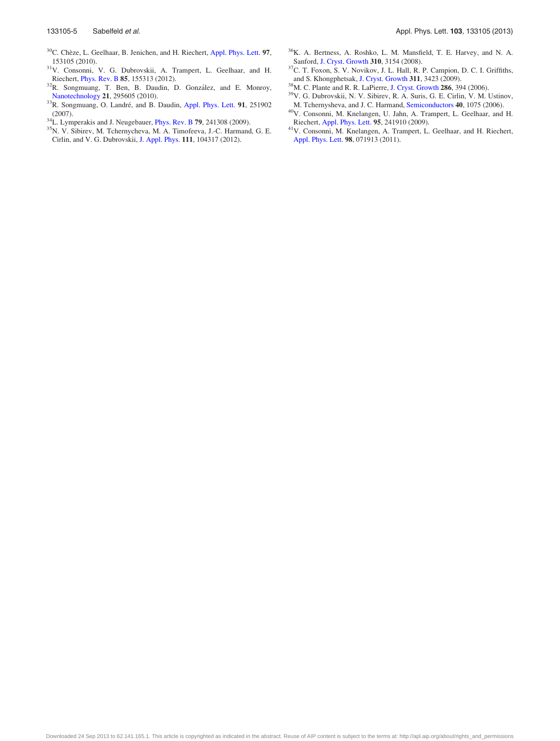[30]C. Chèze, L. Geelhaar, B. Jenichen, and H. Riechert, Appl. Phys. Lett. **97**, 153105 (2010).

[31]V. Consonni, V. G. Dubrovskii, A. Trampert, L. Geelhaar, and H. Riechert, Phys. Rev. B **85**, 155313 (2012).

[32]R. Songmuang, T. Ben, B. Daudin, D. González, and E. Monroy, Nanotechnology **21**, 295605 (2010).

[33]R. Songmuang, O. Landré, and B. Daudin, Appl. Phys. Lett. **91**, 251902 (2007).

[34]L. Lymperakis and J. Neugebauer, Phys. Rev. B **79**, 241308 (2009).

[35]N. V. Sibirev, M. Tchernycheva, M. A. Timofeeva, J.-C. Harmand, G. E. Cirlin, and V. G. Dubrovskii, J. Appl. Phys. **111**, 104317 (2012).

[36]K. A. Bertness, A. Roshko, L. M. Mansfield, T. E. Harvey, and N. A. Sanford, J. Cryst. Growth **310**, 3154 (2008).

[37]C. T. Foxon, S. V. Novikov, J. L. Hall, R. P. Campion, D. C. I. Griffiths, and S. Khongphetsak, J. Cryst. Growth **311**, 3423 (2009).

[38]M. C. Plante and R. R. LaPierre, J. Cryst. Growth **286**, 394 (2006).

[39]V. G. Dubrovskii, N. V. Sibirev, R. A. Suris, G. E. Cirlin, V. M. Ustinov, M. Tchernysheva, and J. C. Harmand, Semiconductors **40**, 1075 (2006).

[40]V. Consonni, M. Knelangen, U. Jahn, A. Trampert, L. Geelhaar, and H. Riechert, Appl. Phys. Lett. **95**, 241910 (2009).

[41]V. Consonni, M. Knelangen, A. Trampert, L. Geelhaar, and H. Riechert, Appl. Phys. Lett. **98**, 071913 (2011).